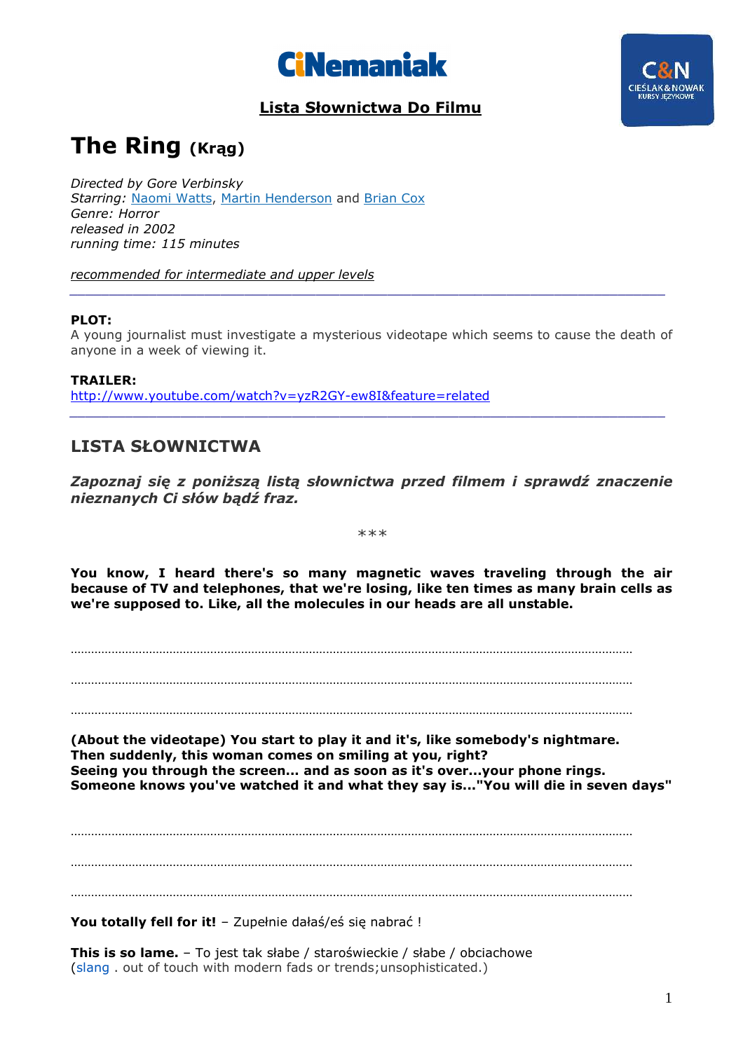# CiNemaniak

C&N CIEŚLAK & NOWAK KURSY JĘZYKOWE

**Lista Słownictwa Do Filmu**

# The Ring (Krąg)

*Directed by Gore Verbinsky*
*Starring: Naomi Watts, Martin Henderson and Brian Cox*
*Genre: Horror*
*released in 2002*
*running time: 115 minutes*

*recommended for intermediate and upper levels*

---

**PLOT:**
A young journalist must investigate a mysterious videotape which seems to cause the death of anyone in a week of viewing it.

**TRAILER:**
http://www.youtube.com/watch?v=yzR2GY-ew8I&feature=related

---

## LISTA SŁOWNICTWA

***Zapoznaj się z poniższą listą słownictwa przed filmem i sprawdź znaczenie nieznanych Ci słów bądź fraz.***

\*\*\*

**You know, I heard there's so many magnetic waves traveling through the air because of TV and telephones, that we're losing, like ten times as many brain cells as we're supposed to. Like, all the molecules in our heads are all unstable.**

.................................................................................................................................................

.................................................................................................................................................

.................................................................................................................................................

**(About the videotape) You start to play it and it's, like somebody's nightmare. Then suddenly, this woman comes on smiling at you, right? Seeing you through the screen... and as soon as it's over...your phone rings. Someone knows you've watched it and what they say is..."You will die in seven days"**

.................................................................................................................................................

.................................................................................................................................................

.................................................................................................................................................

**You totally fell for it!** – Zupełnie dałaś/eś się nabrać !

**This is so lame.** – To jest tak słabe / staroświeckie / słabe / obciachowe
(slang . out of touch with modern fads or trends;unsophisticated.)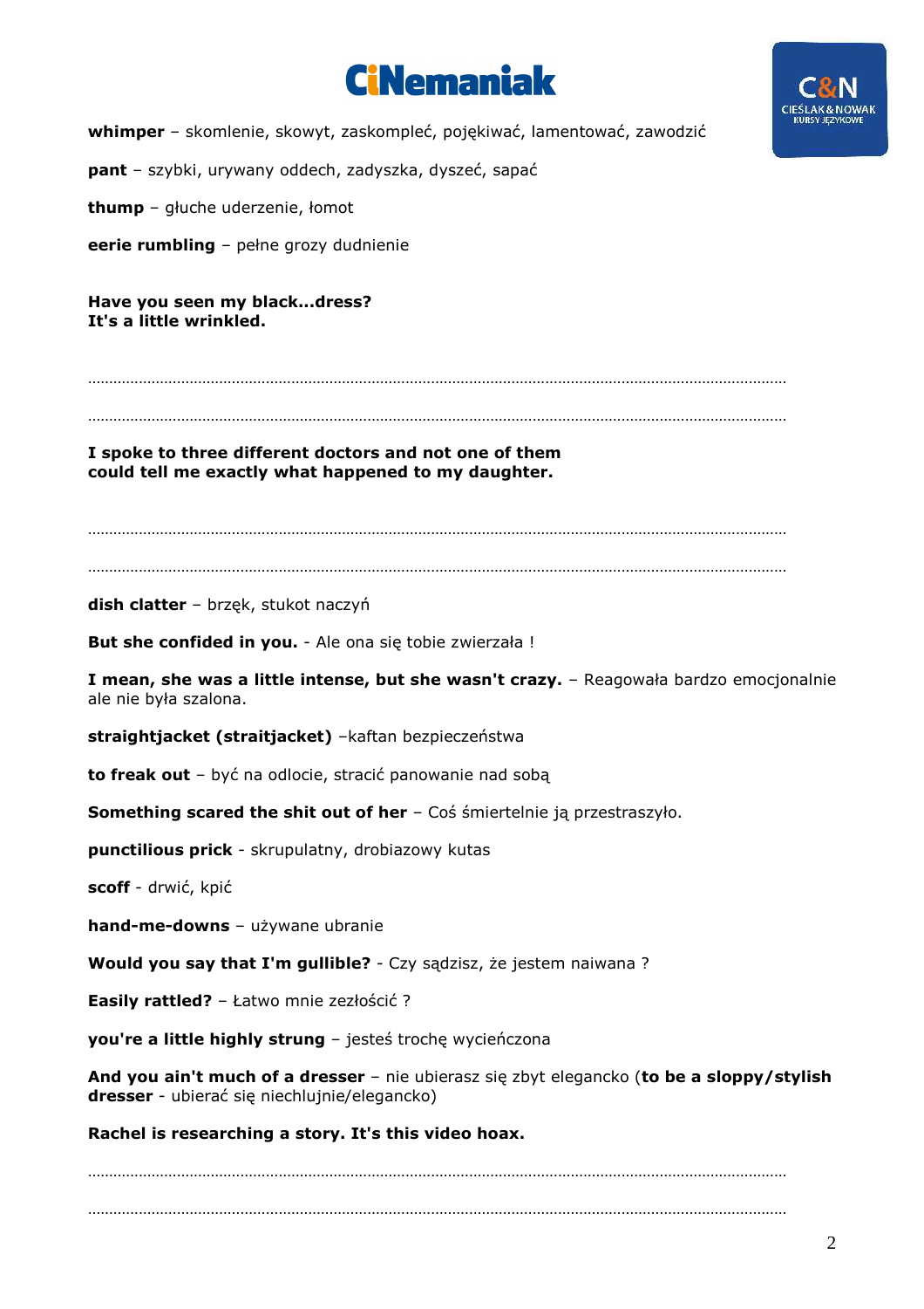**whimper** – skomlenie, skowyt, zaskomleć, pojękiwać, lamentować, zawodzić

**pant** – szybki, urywany oddech, zadyszka, dyszeć, sapać

**thump** – głuche uderzenie, łomot

**eerie rumbling** – pełne grozy dudnienie

**Have you seen my black...dress?**
**It's a little wrinkled.**

………………………………………………………………………………………………………………………………………

………………………………………………………………………………………………………………………………………

**I spoke to three different doctors and not one of them could tell me exactly what happened to my daughter.**

………………………………………………………………………………………………………………………………………

………………………………………………………………………………………………………………………………………

**dish clatter** – brzęk, stukot naczyń

**But she confided in you.** - Ale ona się tobie zwierzała !

**I mean, she was a little intense, but she wasn't crazy.** – Reagowała bardzo emocjonalnie ale nie była szalona.

**straightjacket (straitjacket)** –kaftan bezpieczeństwa

**to freak out** – być na odlocie, stracić panowanie nad sobą

**Something scared the shit out of her** – Coś śmiertelnie ją przestraszyło.

**punctilious prick** - skrupulatny, drobiazowy kutas

**scoff** - drwić, kpić

**hand-me-downs** – używane ubranie

**Would you say that I'm gullible?** - Czy sądzisz, że jestem naiwana ?

**Easily rattled?** – Łatwo mnie zezłościć ?

**you're a little highly strung** – jesteś trochę wycieńczona

**And you ain't much of a dresser** – nie ubierasz się zbyt elegancko (**to be a sloppy/stylish dresser** - ubierać się niechlujnie/elegancko)

**Rachel is researching a story. It's this video hoax.**

………………………………………………………………………………………………………………………………………

………………………………………………………………………………………………………………………………………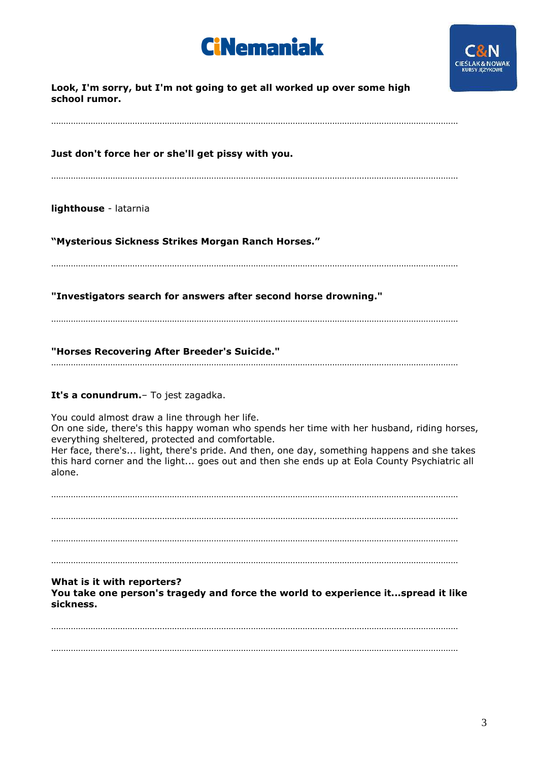**Look, I'm sorry, but I'm not going to get all worked up over some high school rumor.**

………………………………………………………………………………………………………………………………………

**Just don't force her or she'll get pissy with you.**

………………………………………………………………………………………………………………………………………

**lighthouse** - latarnia

**"Mysterious Sickness Strikes Morgan Ranch Horses."**

………………………………………………………………………………………………………………………………………

**"Investigators search for answers after second horse drowning."**

………………………………………………………………………………………………………………………………………

**"Horses Recovering After Breeder's Suicide."**

………………………………………………………………………………………………………………………………………

**It's a conundrum.**– To jest zagadka.

You could almost draw a line through her life.
On one side, there's this happy woman who spends her time with her husband, riding horses, everything sheltered, protected and comfortable.
Her face, there's... light, there's pride. And then, one day, something happens and she takes this hard corner and the light... goes out and then she ends up at Eola County Psychiatric all alone.

………………………………………………………………………………………………………………………………………

………………………………………………………………………………………………………………………………………

………………………………………………………………………………………………………………………………………

………………………………………………………………………………………………………………………………………

**What is it with reporters?**
**You take one person's tragedy and force the world to experience it...spread it like sickness.**

………………………………………………………………………………………………………………………………………

………………………………………………………………………………………………………………………………………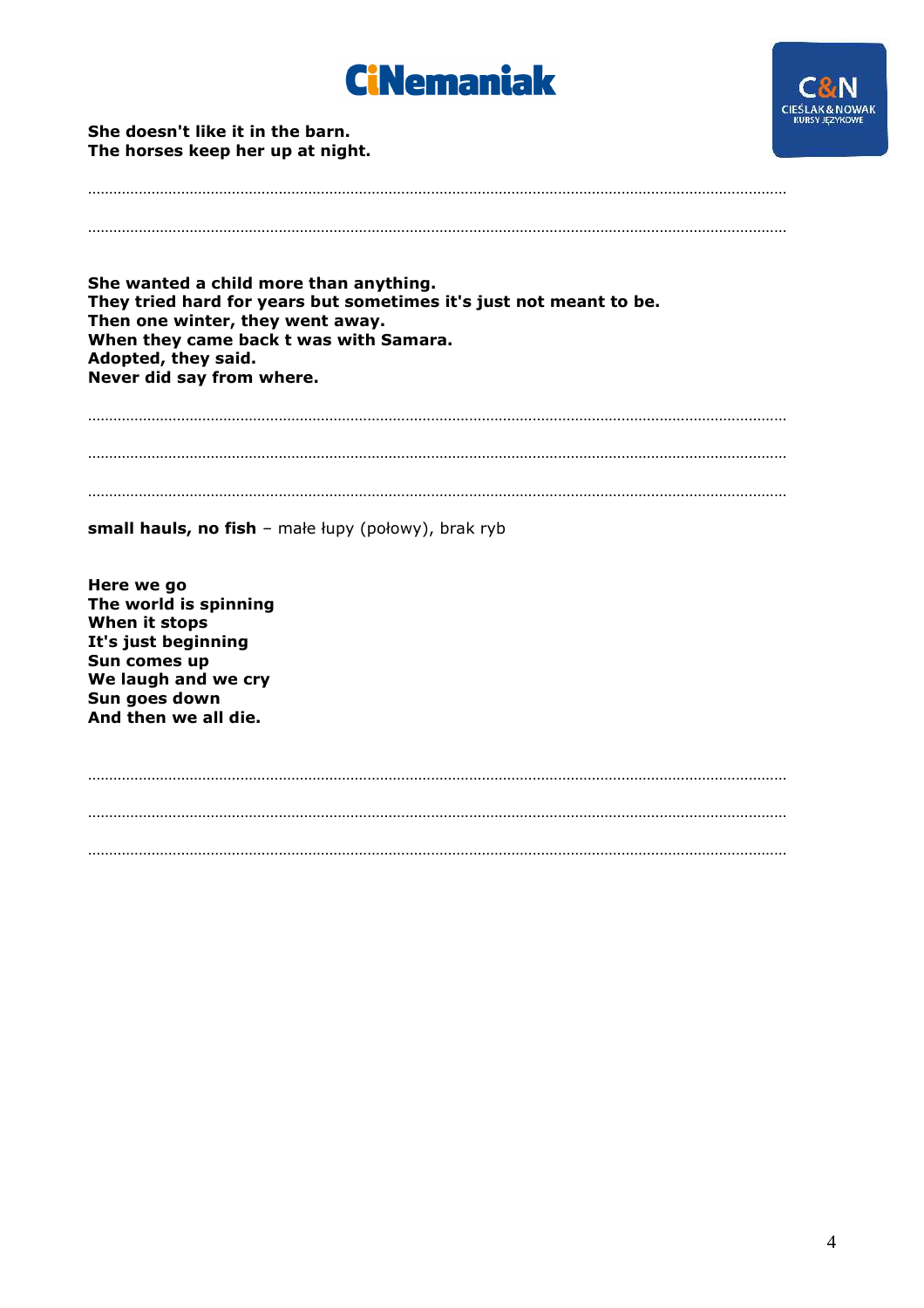**She doesn't like it in the barn.**
**The horses keep her up at night.**

……………………………………………………………………………………………………………………………………

……………………………………………………………………………………………………………………………………

**She wanted a child more than anything.**
**They tried hard for years but sometimes it's just not meant to be.**
**Then one winter, they went away.**
**When they came back t was with Samara.**
**Adopted, they said.**
**Never did say from where.**

……………………………………………………………………………………………………………………………………

……………………………………………………………………………………………………………………………………

……………………………………………………………………………………………………………………………………

**small hauls, no fish** – małe łupy (połowy), brak ryb

**Here we go**
**The world is spinning**
**When it stops**
**It's just beginning**
**Sun comes up**
**We laugh and we cry**
**Sun goes down**
**And then we all die.**

……………………………………………………………………………………………………………………………………

……………………………………………………………………………………………………………………………………

……………………………………………………………………………………………………………………………………